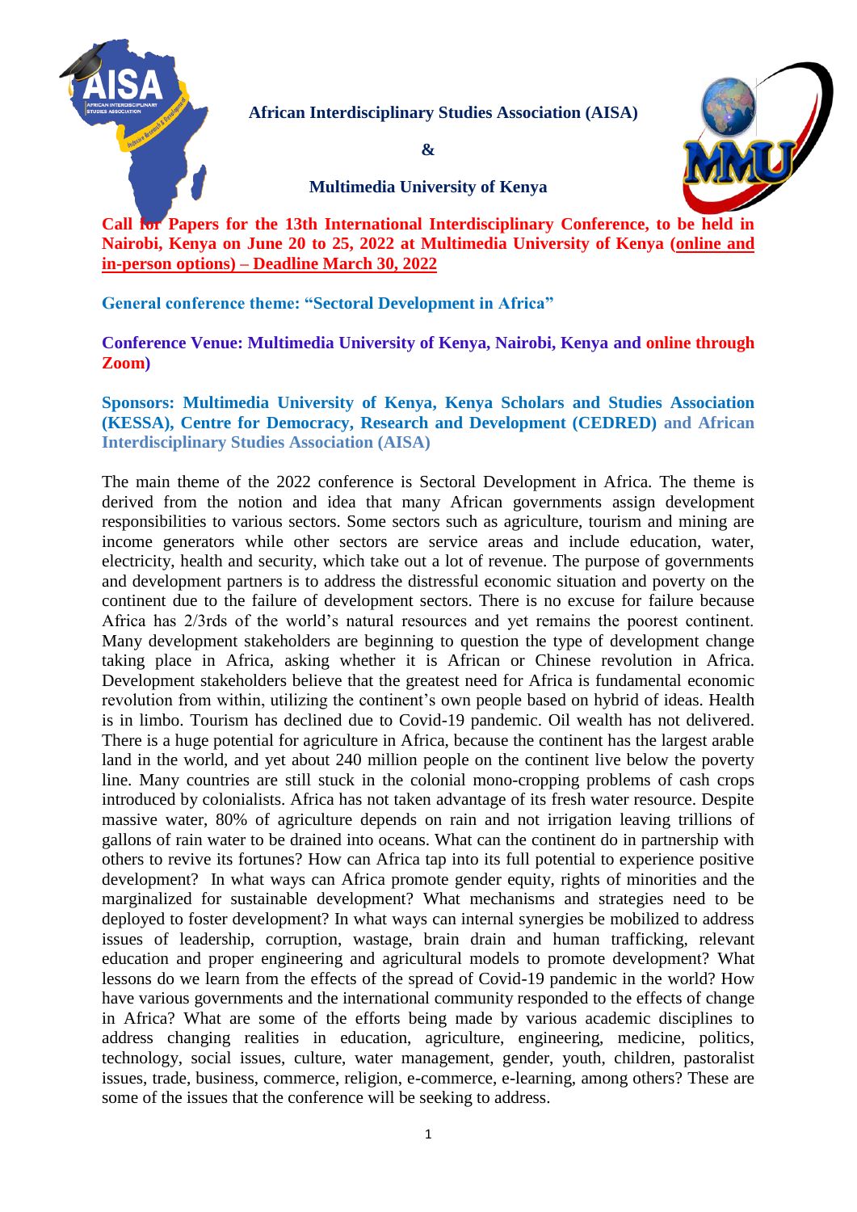**African Interdisciplinary Studies Association (AISA)**

**&**

**Multimedia University of Kenya**

**Call for Papers for the 13th International Interdisciplinary Conference, to be held in Nairobi, Kenya on June 20 to 25, 2022 at Multimedia University of Kenya (online and in-person options) – Deadline March 30, 2022**

**General conference theme: "Sectoral Development in Africa"**

**Conference Venue: Multimedia University of Kenya, Nairobi, Kenya and online through Zoom)**

**Sponsors: Multimedia University of Kenya, Kenya Scholars and Studies Association (KESSA), Centre for Democracy, Research and Development (CEDRED) and African Interdisciplinary Studies Association (AISA)**

The main theme of the 2022 conference is Sectoral Development in Africa. The theme is derived from the notion and idea that many African governments assign development responsibilities to various sectors. Some sectors such as agriculture, tourism and mining are income generators while other sectors are service areas and include education, water, electricity, health and security, which take out a lot of revenue. The purpose of governments and development partners is to address the distressful economic situation and poverty on the continent due to the failure of development sectors. There is no excuse for failure because Africa has 2/3rds of the world's natural resources and yet remains the poorest continent. Many development stakeholders are beginning to question the type of development change taking place in Africa, asking whether it is African or Chinese revolution in Africa. Development stakeholders believe that the greatest need for Africa is fundamental economic revolution from within, utilizing the continent's own people based on hybrid of ideas. Health is in limbo. Tourism has declined due to Covid-19 pandemic. Oil wealth has not delivered. There is a huge potential for agriculture in Africa, because the continent has the largest arable land in the world, and yet about 240 million people on the continent live below the poverty line. Many countries are still stuck in the colonial mono-cropping problems of cash crops introduced by colonialists. Africa has not taken advantage of its fresh water resource. Despite massive water, 80% of agriculture depends on rain and not irrigation leaving trillions of gallons of rain water to be drained into oceans. What can the continent do in partnership with others to revive its fortunes? How can Africa tap into its full potential to experience positive development? In what ways can Africa promote gender equity, rights of minorities and the marginalized for sustainable development? What mechanisms and strategies need to be deployed to foster development? In what ways can internal synergies be mobilized to address issues of leadership, corruption, wastage, brain drain and human trafficking, relevant education and proper engineering and agricultural models to promote development? What lessons do we learn from the effects of the spread of Covid-19 pandemic in the world? How have various governments and the international community responded to the effects of change in Africa? What are some of the efforts being made by various academic disciplines to address changing realities in education, agriculture, engineering, medicine, politics, technology, social issues, culture, water management, gender, youth, children, pastoralist issues, trade, business, commerce, religion, e-commerce, e-learning, among others? These are some of the issues that the conference will be seeking to address.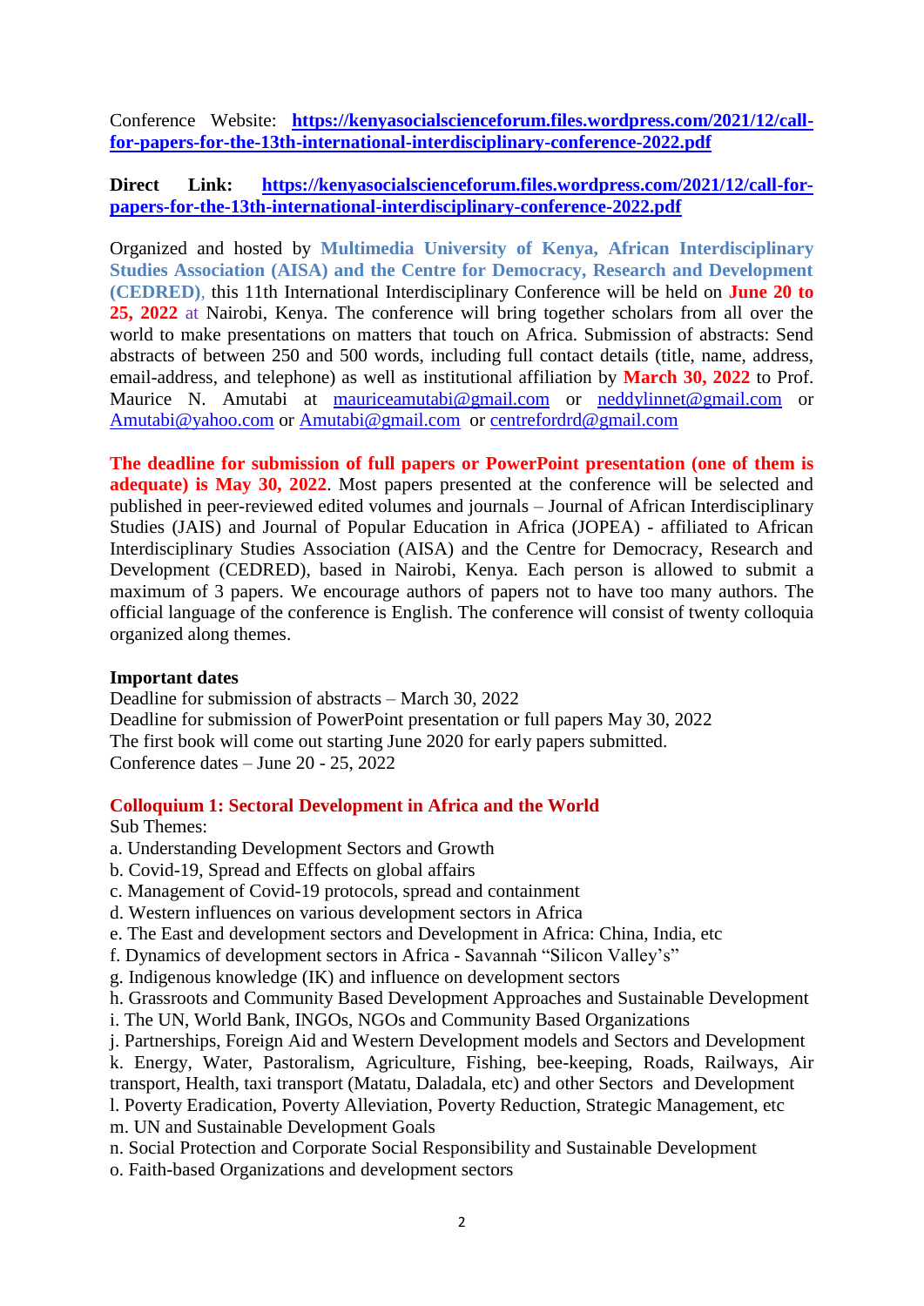Conference Website: **https://kenyasocialscienceforum.files.wordpress.com/2021/12/call-for-papers-for-the-13th-international-interdisciplinary-conference-2022.pdf**

**Direct Link:** **https://kenyasocialscienceforum.files.wordpress.com/2021/12/call-for-papers-for-the-13th-international-interdisciplinary-conference-2022.pdf**

Organized and hosted by **Multimedia University of Kenya, African Interdisciplinary Studies Association (AISA) and the Centre for Democracy, Research and Development (CEDRED)**, this 11th International Interdisciplinary Conference will be held on **June 20 to 25, 2022** at Nairobi, Kenya. The conference will bring together scholars from all over the world to make presentations on matters that touch on Africa. Submission of abstracts: Send abstracts of between 250 and 500 words, including full contact details (title, name, address, email-address, and telephone) as well as institutional affiliation by **March 30, 2022** to Prof. Maurice N. Amutabi at mauriceamutabi@gmail.com or neddylinnet@gmail.com or Amutabi@yahoo.com or Amutabi@gmail.com or centrefordrd@gmail.com

**The deadline for submission of full papers or PowerPoint presentation (one of them is adequate) is May 30, 2022**. Most papers presented at the conference will be selected and published in peer-reviewed edited volumes and journals – Journal of African Interdisciplinary Studies (JAIS) and Journal of Popular Education in Africa (JOPEA) - affiliated to African Interdisciplinary Studies Association (AISA) and the Centre for Democracy, Research and Development (CEDRED), based in Nairobi, Kenya. Each person is allowed to submit a maximum of 3 papers. We encourage authors of papers not to have too many authors. The official language of the conference is English. The conference will consist of twenty colloquia organized along themes.

**Important dates**

Deadline for submission of abstracts – March 30, 2022
Deadline for submission of PowerPoint presentation or full papers May 30, 2022
The first book will come out starting June 2020 for early papers submitted.
Conference dates – June 20 - 25, 2022

**Colloquium 1: Sectoral Development in Africa and the World**

Sub Themes:

a. Understanding Development Sectors and Growth
b. Covid-19, Spread and Effects on global affairs
c. Management of Covid-19 protocols, spread and containment
d. Western influences on various development sectors in Africa
e. The East and development sectors and Development in Africa: China, India, etc
f. Dynamics of development sectors in Africa - Savannah "Silicon Valley's"
g. Indigenous knowledge (IK) and influence on development sectors
h. Grassroots and Community Based Development Approaches and Sustainable Development
i. The UN, World Bank, INGOs, NGOs and Community Based Organizations
j. Partnerships, Foreign Aid and Western Development models and Sectors and Development
k. Energy, Water, Pastoralism, Agriculture, Fishing, bee-keeping, Roads, Railways, Air transport, Health, taxi transport (Matatu, Daladala, etc) and other Sectors and Development
l. Poverty Eradication, Poverty Alleviation, Poverty Reduction, Strategic Management, etc
m. UN and Sustainable Development Goals
n. Social Protection and Corporate Social Responsibility and Sustainable Development
o. Faith-based Organizations and development sectors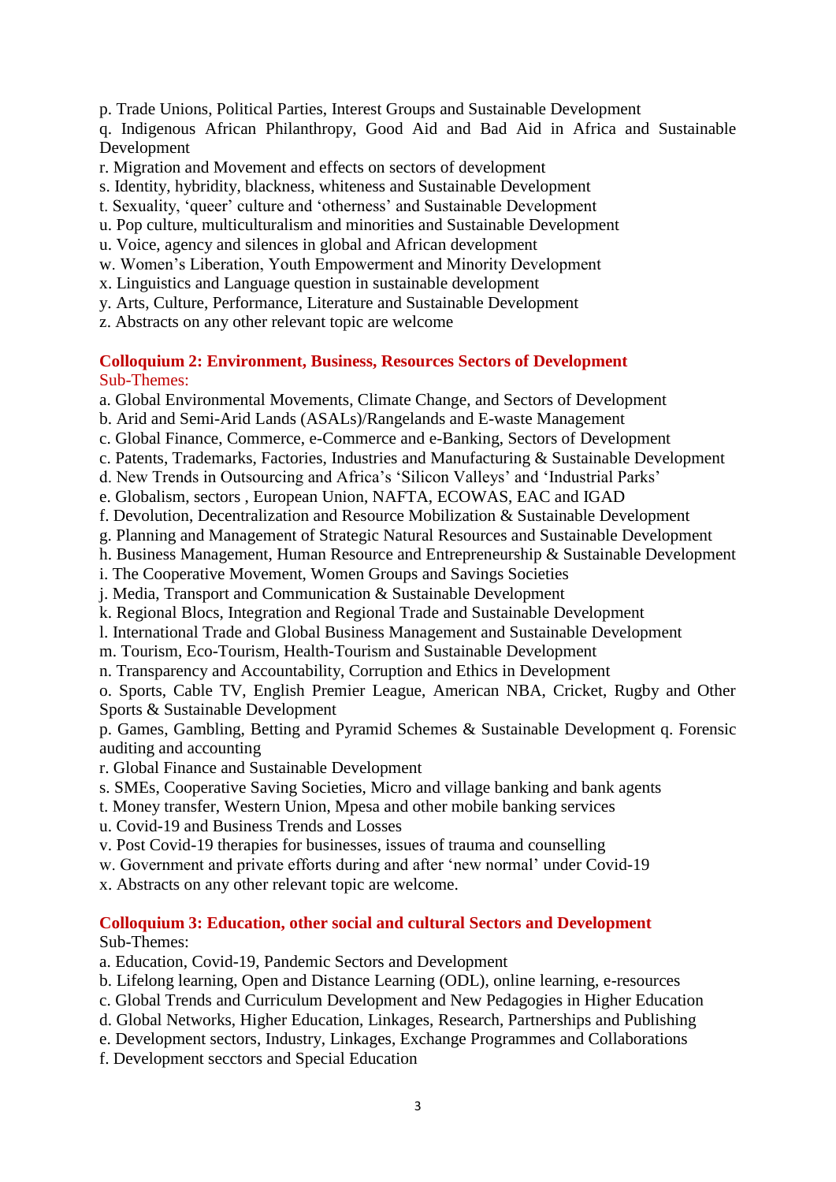p. Trade Unions, Political Parties, Interest Groups and Sustainable Development
q. Indigenous African Philanthropy, Good Aid and Bad Aid in Africa and Sustainable Development
r. Migration and Movement and effects on sectors of development
s. Identity, hybridity, blackness, whiteness and Sustainable Development
t. Sexuality, 'queer' culture and 'otherness' and Sustainable Development
u. Pop culture, multiculturalism and minorities and Sustainable Development
u. Voice, agency and silences in global and African development
w. Women's Liberation, Youth Empowerment and Minority Development
x. Linguistics and Language question in sustainable development
y. Arts, Culture, Performance, Literature and Sustainable Development
z. Abstracts on any other relevant topic are welcome

**Colloquium 2: Environment, Business, Resources Sectors of Development**
Sub-Themes:
a. Global Environmental Movements, Climate Change, and Sectors of Development
b. Arid and Semi-Arid Lands (ASALs)/Rangelands and E-waste Management
c. Global Finance, Commerce, e-Commerce and e-Banking, Sectors of Development
c. Patents, Trademarks, Factories, Industries and Manufacturing & Sustainable Development
d. New Trends in Outsourcing and Africa's 'Silicon Valleys' and 'Industrial Parks'
e. Globalism, sectors , European Union, NAFTA, ECOWAS, EAC and IGAD
f. Devolution, Decentralization and Resource Mobilization & Sustainable Development
g. Planning and Management of Strategic Natural Resources and Sustainable Development
h. Business Management, Human Resource and Entrepreneurship & Sustainable Development
i. The Cooperative Movement, Women Groups and Savings Societies
j. Media, Transport and Communication & Sustainable Development
k. Regional Blocs, Integration and Regional Trade and Sustainable Development
l. International Trade and Global Business Management and Sustainable Development
m. Tourism, Eco-Tourism, Health-Tourism and Sustainable Development
n. Transparency and Accountability, Corruption and Ethics in Development
o. Sports, Cable TV, English Premier League, American NBA, Cricket, Rugby and Other Sports & Sustainable Development
p. Games, Gambling, Betting and Pyramid Schemes & Sustainable Development q. Forensic auditing and accounting
r. Global Finance and Sustainable Development
s. SMEs, Cooperative Saving Societies, Micro and village banking and bank agents
t. Money transfer, Western Union, Mpesa and other mobile banking services
u. Covid-19 and Business Trends and Losses
v. Post Covid-19 therapies for businesses, issues of trauma and counselling
w. Government and private efforts during and after 'new normal' under Covid-19
x. Abstracts on any other relevant topic are welcome.

**Colloquium 3: Education, other social and cultural Sectors and Development**
Sub-Themes:
a. Education, Covid-19, Pandemic Sectors and Development
b. Lifelong learning, Open and Distance Learning (ODL), online learning, e-resources
c. Global Trends and Curriculum Development and New Pedagogies in Higher Education
d. Global Networks, Higher Education, Linkages, Research, Partnerships and Publishing
e. Development sectors, Industry, Linkages, Exchange Programmes and Collaborations
f. Development secctors and Special Education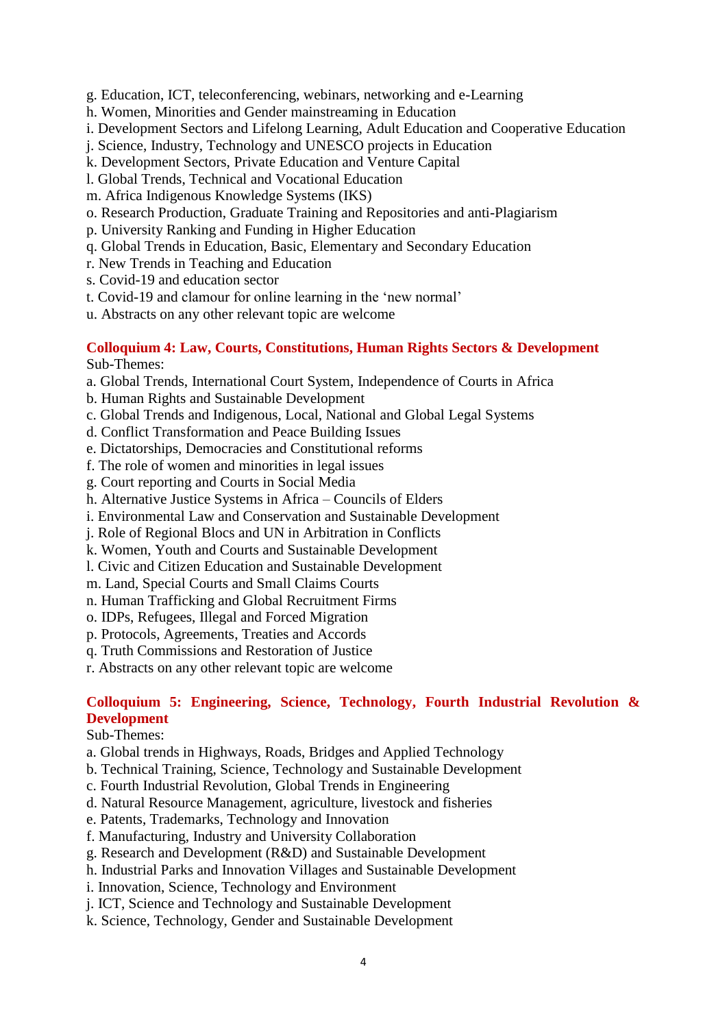g. Education, ICT, teleconferencing, webinars, networking and e-Learning
h. Women, Minorities and Gender mainstreaming in Education
i. Development Sectors and Lifelong Learning, Adult Education and Cooperative Education
j. Science, Industry, Technology and UNESCO projects in Education
k. Development Sectors, Private Education and Venture Capital
l. Global Trends, Technical and Vocational Education
m. Africa Indigenous Knowledge Systems (IKS)
o. Research Production, Graduate Training and Repositories and anti-Plagiarism
p. University Ranking and Funding in Higher Education
q. Global Trends in Education, Basic, Elementary and Secondary Education
r. New Trends in Teaching and Education
s. Covid-19 and education sector
t. Covid-19 and clamour for online learning in the 'new normal'
u. Abstracts on any other relevant topic are welcome

**Colloquium 4: Law, Courts, Constitutions, Human Rights Sectors & Development**

Sub-Themes:
a. Global Trends, International Court System, Independence of Courts in Africa
b. Human Rights and Sustainable Development
c. Global Trends and Indigenous, Local, National and Global Legal Systems
d. Conflict Transformation and Peace Building Issues
e. Dictatorships, Democracies and Constitutional reforms
f. The role of women and minorities in legal issues
g. Court reporting and Courts in Social Media
h. Alternative Justice Systems in Africa – Councils of Elders
i. Environmental Law and Conservation and Sustainable Development
j. Role of Regional Blocs and UN in Arbitration in Conflicts
k. Women, Youth and Courts and Sustainable Development
l. Civic and Citizen Education and Sustainable Development
m. Land, Special Courts and Small Claims Courts
n. Human Trafficking and Global Recruitment Firms
o. IDPs, Refugees, Illegal and Forced Migration
p. Protocols, Agreements, Treaties and Accords
q. Truth Commissions and Restoration of Justice
r. Abstracts on any other relevant topic are welcome

**Colloquium 5: Engineering, Science, Technology, Fourth Industrial Revolution & Development**

Sub-Themes:
a. Global trends in Highways, Roads, Bridges and Applied Technology
b. Technical Training, Science, Technology and Sustainable Development
c. Fourth Industrial Revolution, Global Trends in Engineering
d. Natural Resource Management, agriculture, livestock and fisheries
e. Patents, Trademarks, Technology and Innovation
f. Manufacturing, Industry and University Collaboration
g. Research and Development (R&D) and Sustainable Development
h. Industrial Parks and Innovation Villages and Sustainable Development
i. Innovation, Science, Technology and Environment
j. ICT, Science and Technology and Sustainable Development
k. Science, Technology, Gender and Sustainable Development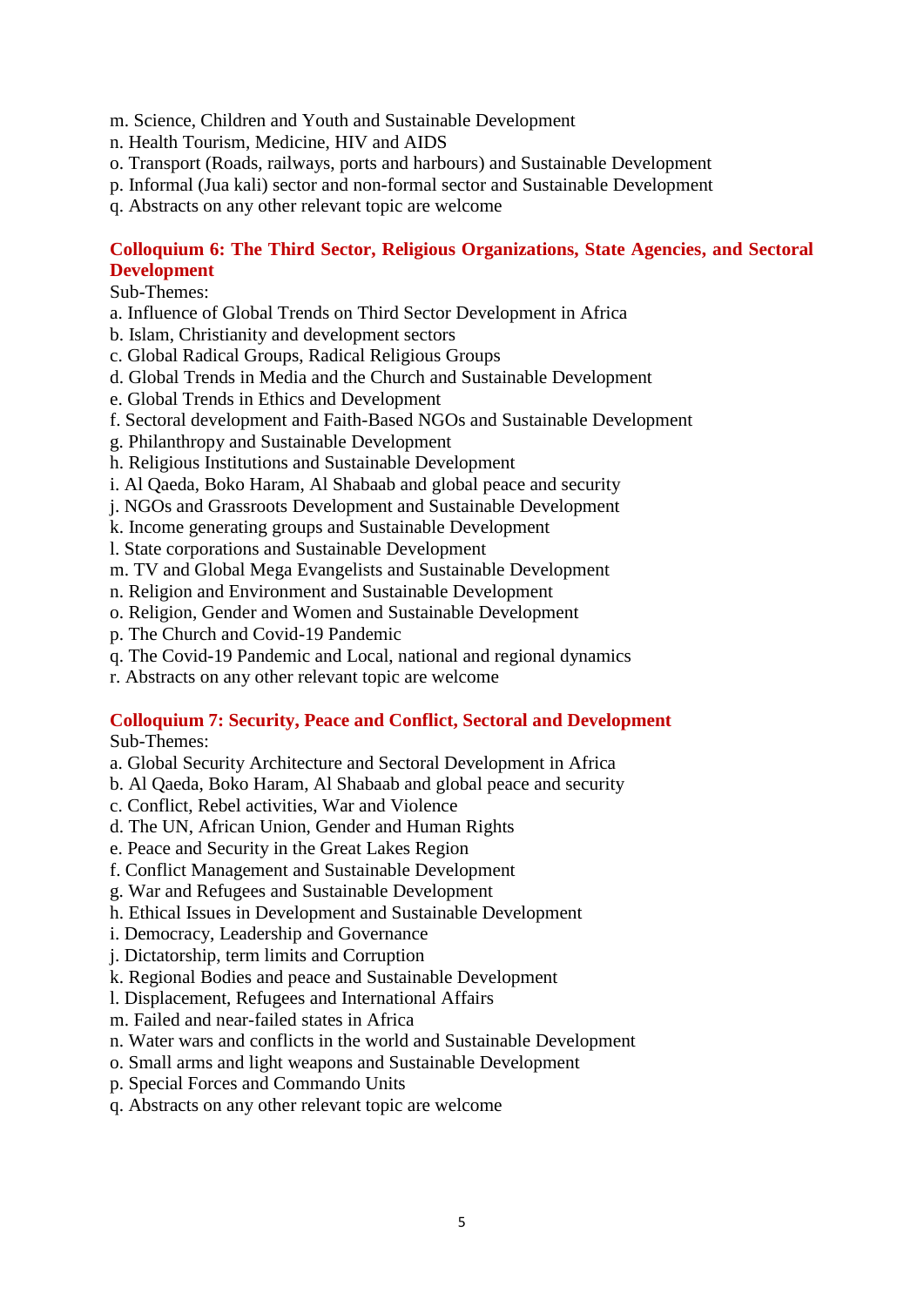m. Science, Children and Youth and Sustainable Development  
n. Health Tourism, Medicine, HIV and AIDS  
o. Transport (Roads, railways, ports and harbours) and Sustainable Development  
p. Informal (Jua kali) sector and non-formal sector and Sustainable Development  
q. Abstracts on any other relevant topic are welcome

**Colloquium 6: The Third Sector, Religious Organizations, State Agencies, and Sectoral Development**

Sub-Themes:  
a. Influence of Global Trends on Third Sector Development in Africa  
b. Islam, Christianity and development sectors  
c. Global Radical Groups, Radical Religious Groups  
d. Global Trends in Media and the Church and Sustainable Development  
e. Global Trends in Ethics and Development  
f. Sectoral development and Faith-Based NGOs and Sustainable Development  
g. Philanthropy and Sustainable Development  
h. Religious Institutions and Sustainable Development  
i. Al Qaeda, Boko Haram, Al Shabaab and global peace and security  
j. NGOs and Grassroots Development and Sustainable Development  
k. Income generating groups and Sustainable Development  
l. State corporations and Sustainable Development  
m. TV and Global Mega Evangelists and Sustainable Development  
n. Religion and Environment and Sustainable Development  
o. Religion, Gender and Women and Sustainable Development  
p. The Church and Covid-19 Pandemic  
q. The Covid-19 Pandemic and Local, national and regional dynamics  
r. Abstracts on any other relevant topic are welcome

**Colloquium 7: Security, Peace and Conflict, Sectoral and Development**

Sub-Themes:  
a. Global Security Architecture and Sectoral Development in Africa  
b. Al Qaeda, Boko Haram, Al Shabaab and global peace and security  
c. Conflict, Rebel activities, War and Violence  
d. The UN, African Union, Gender and Human Rights  
e. Peace and Security in the Great Lakes Region  
f. Conflict Management and Sustainable Development  
g. War and Refugees and Sustainable Development  
h. Ethical Issues in Development and Sustainable Development  
i. Democracy, Leadership and Governance  
j. Dictatorship, term limits and Corruption  
k. Regional Bodies and peace and Sustainable Development  
l. Displacement, Refugees and International Affairs  
m. Failed and near-failed states in Africa  
n. Water wars and conflicts in the world and Sustainable Development  
o. Small arms and light weapons and Sustainable Development  
p. Special Forces and Commando Units  
q. Abstracts on any other relevant topic are welcome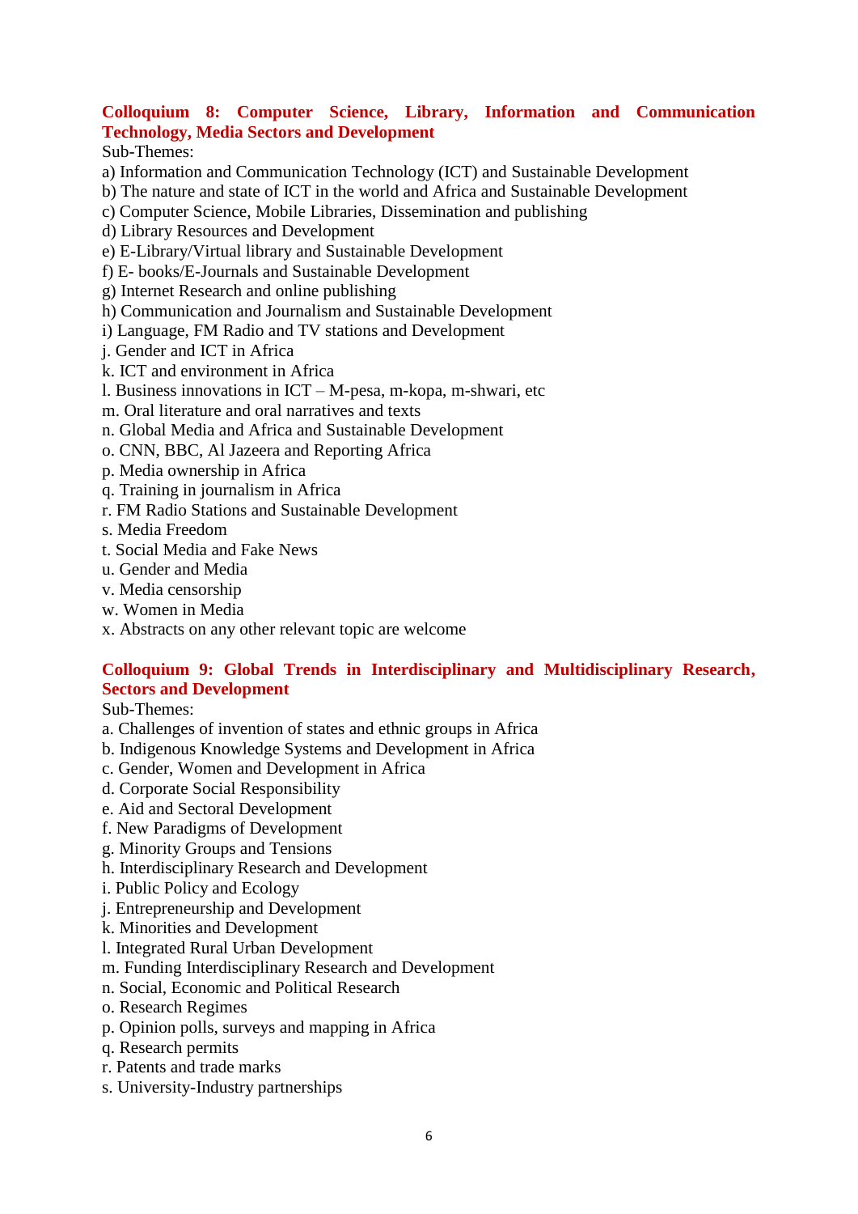**Colloquium 8: Computer Science, Library, Information and Communication Technology, Media Sectors and Development**

Sub-Themes:

a) Information and Communication Technology (ICT) and Sustainable Development
b) The nature and state of ICT in the world and Africa and Sustainable Development
c) Computer Science, Mobile Libraries, Dissemination and publishing
d) Library Resources and Development
e) E-Library/Virtual library and Sustainable Development
f) E- books/E-Journals and Sustainable Development
g) Internet Research and online publishing
h) Communication and Journalism and Sustainable Development
i) Language, FM Radio and TV stations and Development
j. Gender and ICT in Africa
k. ICT and environment in Africa
l. Business innovations in ICT – M-pesa, m-kopa, m-shwari, etc
m. Oral literature and oral narratives and texts
n. Global Media and Africa and Sustainable Development
o. CNN, BBC, Al Jazeera and Reporting Africa
p. Media ownership in Africa
q. Training in journalism in Africa
r. FM Radio Stations and Sustainable Development
s. Media Freedom
t. Social Media and Fake News
u. Gender and Media
v. Media censorship
w. Women in Media
x. Abstracts on any other relevant topic are welcome

**Colloquium 9: Global Trends in Interdisciplinary and Multidisciplinary Research, Sectors and Development**

Sub-Themes:

a. Challenges of invention of states and ethnic groups in Africa
b. Indigenous Knowledge Systems and Development in Africa
c. Gender, Women and Development in Africa
d. Corporate Social Responsibility
e. Aid and Sectoral Development
f. New Paradigms of Development
g. Minority Groups and Tensions
h. Interdisciplinary Research and Development
i. Public Policy and Ecology
j. Entrepreneurship and Development
k. Minorities and Development
l. Integrated Rural Urban Development
m. Funding Interdisciplinary Research and Development
n. Social, Economic and Political Research
o. Research Regimes
p. Opinion polls, surveys and mapping in Africa
q. Research permits
r. Patents and trade marks
s. University-Industry partnerships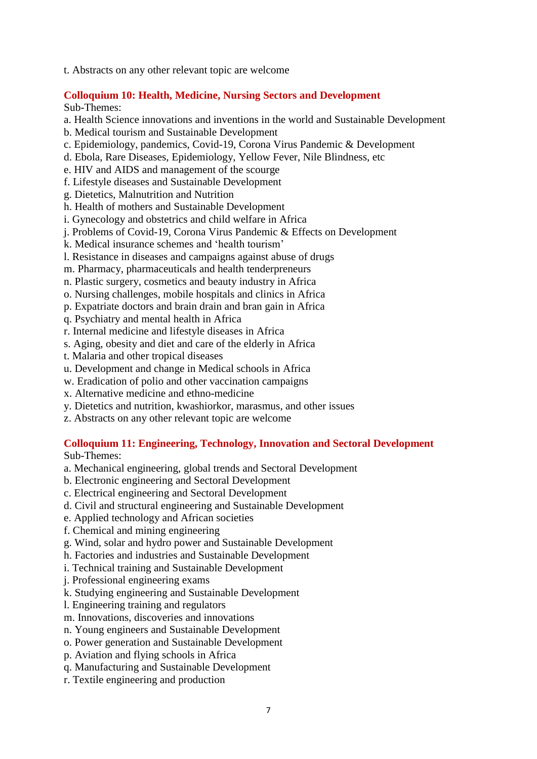t. Abstracts on any other relevant topic are welcome

## Colloquium 10: Health, Medicine, Nursing Sectors and Development

Sub-Themes:

a. Health Science innovations and inventions in the world and Sustainable Development
b. Medical tourism and Sustainable Development
c. Epidemiology, pandemics, Covid-19, Corona Virus Pandemic & Development
d. Ebola, Rare Diseases, Epidemiology, Yellow Fever, Nile Blindness, etc
e. HIV and AIDS and management of the scourge
f. Lifestyle diseases and Sustainable Development
g. Dietetics, Malnutrition and Nutrition
h. Health of mothers and Sustainable Development
i. Gynecology and obstetrics and child welfare in Africa
j. Problems of Covid-19, Corona Virus Pandemic & Effects on Development
k. Medical insurance schemes and 'health tourism'
l. Resistance in diseases and campaigns against abuse of drugs
m. Pharmacy, pharmaceuticals and health tenderpreneurs
n. Plastic surgery, cosmetics and beauty industry in Africa
o. Nursing challenges, mobile hospitals and clinics in Africa
p. Expatriate doctors and brain drain and bran gain in Africa
q. Psychiatry and mental health in Africa
r. Internal medicine and lifestyle diseases in Africa
s. Aging, obesity and diet and care of the elderly in Africa
t. Malaria and other tropical diseases
u. Development and change in Medical schools in Africa
w. Eradication of polio and other vaccination campaigns
x. Alternative medicine and ethno-medicine
y. Dietetics and nutrition, kwashiorkor, marasmus, and other issues
z. Abstracts on any other relevant topic are welcome

## Colloquium 11: Engineering, Technology, Innovation and Sectoral Development

Sub-Themes:

a. Mechanical engineering, global trends and Sectoral Development
b. Electronic engineering and Sectoral Development
c. Electrical engineering and Sectoral Development
d. Civil and structural engineering and Sustainable Development
e. Applied technology and African societies
f. Chemical and mining engineering
g. Wind, solar and hydro power and Sustainable Development
h. Factories and industries and Sustainable Development
i. Technical training and Sustainable Development
j. Professional engineering exams
k. Studying engineering and Sustainable Development
l. Engineering training and regulators
m. Innovations, discoveries and innovations
n. Young engineers and Sustainable Development
o. Power generation and Sustainable Development
p. Aviation and flying schools in Africa
q. Manufacturing and Sustainable Development
r. Textile engineering and production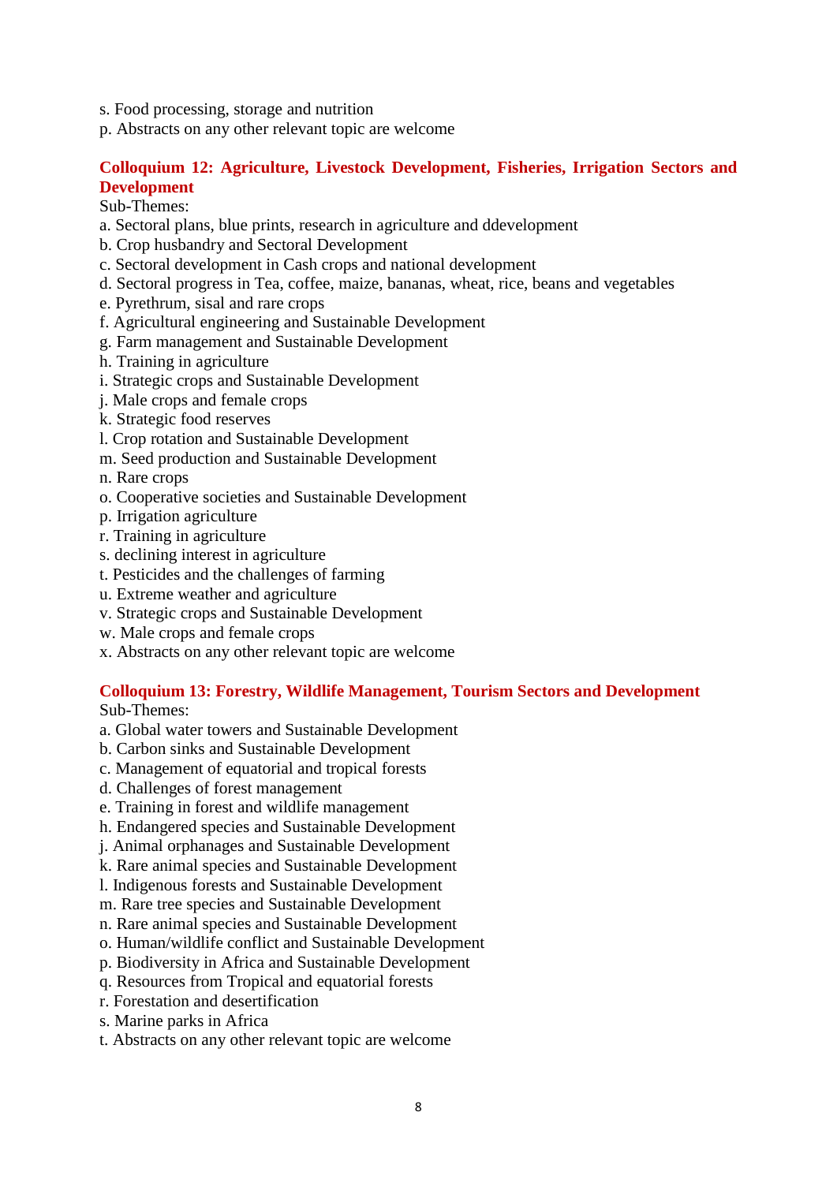s. Food processing, storage and nutrition
p. Abstracts on any other relevant topic are welcome

## Colloquium 12: Agriculture, Livestock Development, Fisheries, Irrigation Sectors and Development

Sub-Themes:

a. Sectoral plans, blue prints, research in agriculture and ddevelopment
b. Crop husbandry and Sectoral Development
c. Sectoral development in Cash crops and national development
d. Sectoral progress in Tea, coffee, maize, bananas, wheat, rice, beans and vegetables
e. Pyrethrum, sisal and rare crops
f. Agricultural engineering and Sustainable Development
g. Farm management and Sustainable Development
h. Training in agriculture
i. Strategic crops and Sustainable Development
j. Male crops and female crops
k. Strategic food reserves
l. Crop rotation and Sustainable Development
m. Seed production and Sustainable Development
n. Rare crops
o. Cooperative societies and Sustainable Development
p. Irrigation agriculture
r. Training in agriculture
s. declining interest in agriculture
t. Pesticides and the challenges of farming
u. Extreme weather and agriculture
v. Strategic crops and Sustainable Development
w. Male crops and female crops
x. Abstracts on any other relevant topic are welcome

## Colloquium 13: Forestry, Wildlife Management, Tourism Sectors and Development

Sub-Themes:

a. Global water towers and Sustainable Development
b. Carbon sinks and Sustainable Development
c. Management of equatorial and tropical forests
d. Challenges of forest management
e. Training in forest and wildlife management
h. Endangered species and Sustainable Development
j. Animal orphanages and Sustainable Development
k. Rare animal species and Sustainable Development
l. Indigenous forests and Sustainable Development
m. Rare tree species and Sustainable Development
n. Rare animal species and Sustainable Development
o. Human/wildlife conflict and Sustainable Development
p. Biodiversity in Africa and Sustainable Development
q. Resources from Tropical and equatorial forests
r. Forestation and desertification
s. Marine parks in Africa
t. Abstracts on any other relevant topic are welcome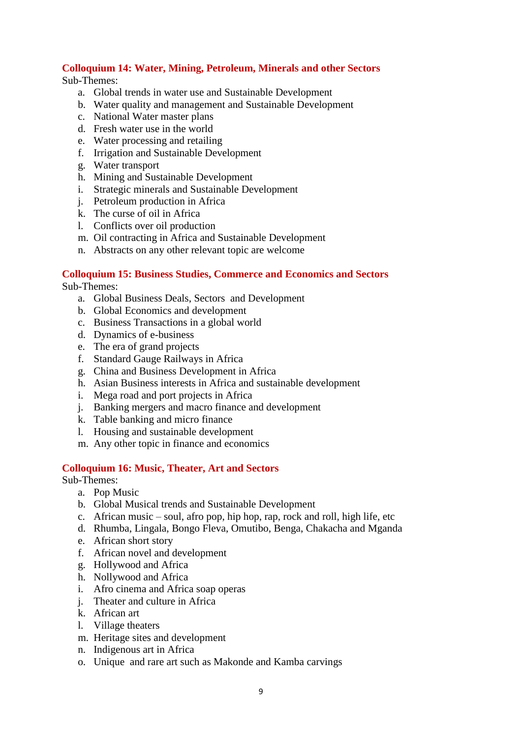**Colloquium 14: Water, Mining, Petroleum, Minerals and other Sectors**

Sub-Themes:

a. Global trends in water use and Sustainable Development
b. Water quality and management and Sustainable Development
c. National Water master plans
d. Fresh water use in the world
e. Water processing and retailing
f. Irrigation and Sustainable Development
g. Water transport
h. Mining and Sustainable Development
i. Strategic minerals and Sustainable Development
j. Petroleum production in Africa
k. The curse of oil in Africa
l. Conflicts over oil production
m. Oil contracting in Africa and Sustainable Development
n. Abstracts on any other relevant topic are welcome

**Colloquium 15: Business Studies, Commerce and Economics and Sectors**

Sub-Themes:

a. Global Business Deals, Sectors and Development
b. Global Economics and development
c. Business Transactions in a global world
d. Dynamics of e-business
e. The era of grand projects
f. Standard Gauge Railways in Africa
g. China and Business Development in Africa
h. Asian Business interests in Africa and sustainable development
i. Mega road and port projects in Africa
j. Banking mergers and macro finance and development
k. Table banking and micro finance
l. Housing and sustainable development
m. Any other topic in finance and economics

**Colloquium 16: Music, Theater, Art and Sectors**

Sub-Themes:

a. Pop Music
b. Global Musical trends and Sustainable Development
c. African music – soul, afro pop, hip hop, rap, rock and roll, high life, etc
d. Rhumba, Lingala, Bongo Fleva, Omutibo, Benga, Chakacha and Mganda
e. African short story
f. African novel and development
g. Hollywood and Africa
h. Nollywood and Africa
i. Afro cinema and Africa soap operas
j. Theater and culture in Africa
k. African art
l. Village theaters
m. Heritage sites and development
n. Indigenous art in Africa
o. Unique and rare art such as Makonde and Kamba carvings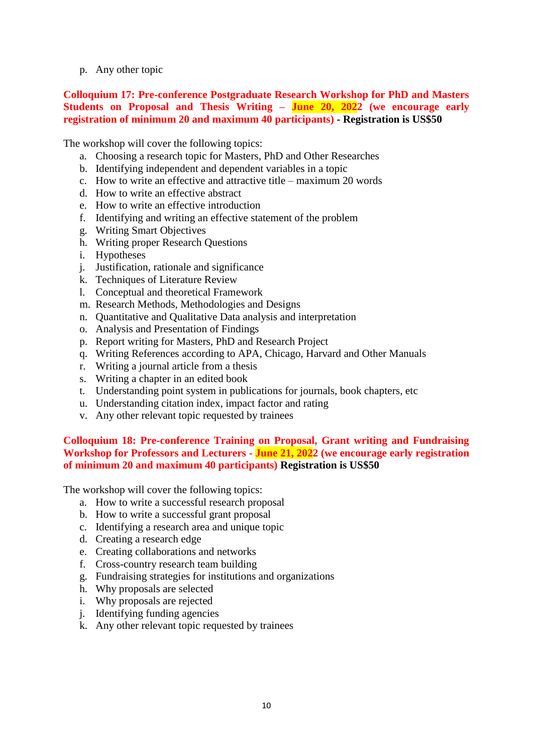p. Any other topic

**Colloquium 17: Pre-conference Postgraduate Research Workshop for PhD and Masters Students on Proposal and Thesis Writing – June 20, 2022 (we encourage early registration of minimum 20 and maximum 40 participants) - Registration is US$50**

The workshop will cover the following topics:

a. Choosing a research topic for Masters, PhD and Other Researches
b. Identifying independent and dependent variables in a topic
c. How to write an effective and attractive title – maximum 20 words
d. How to write an effective abstract
e. How to write an effective introduction
f. Identifying and writing an effective statement of the problem
g. Writing Smart Objectives
h. Writing proper Research Questions
i. Hypotheses
j. Justification, rationale and significance
k. Techniques of Literature Review
l. Conceptual and theoretical Framework
m. Research Methods, Methodologies and Designs
n. Quantitative and Qualitative Data analysis and interpretation
o. Analysis and Presentation of Findings
p. Report writing for Masters, PhD and Research Project
q. Writing References according to APA, Chicago, Harvard and Other Manuals
r. Writing a journal article from a thesis
s. Writing a chapter in an edited book
t. Understanding point system in publications for journals, book chapters, etc
u. Understanding citation index, impact factor and rating
v. Any other relevant topic requested by trainees

**Colloquium 18: Pre-conference Training on Proposal, Grant writing and Fundraising Workshop for Professors and Lecturers - June 21, 2022 (we encourage early registration of minimum 20 and maximum 40 participants) Registration is US$50**

The workshop will cover the following topics:

a. How to write a successful research proposal
b. How to write a successful grant proposal
c. Identifying a research area and unique topic
d. Creating a research edge
e. Creating collaborations and networks
f. Cross-country research team building
g. Fundraising strategies for institutions and organizations
h. Why proposals are selected
i. Why proposals are rejected
j. Identifying funding agencies
k. Any other relevant topic requested by trainees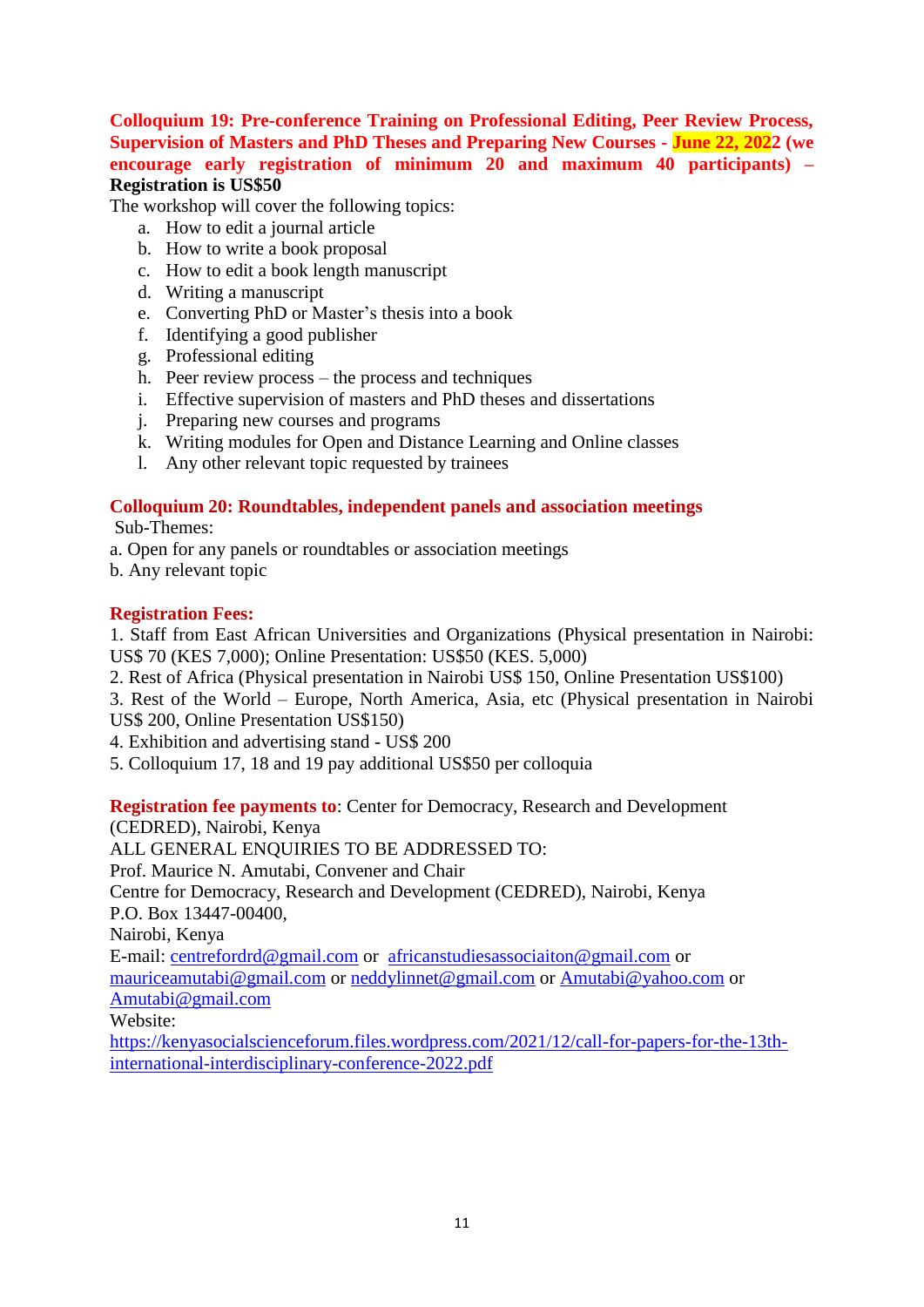**Colloquium 19: Pre-conference Training on Professional Editing, Peer Review Process, Supervision of Masters and PhD Theses and Preparing New Courses - June 22, 2022 (we encourage early registration of minimum 20 and maximum 40 participants) – Registration is US$50**

The workshop will cover the following topics:

a. How to edit a journal article
b. How to write a book proposal
c. How to edit a book length manuscript
d. Writing a manuscript
e. Converting PhD or Master's thesis into a book
f. Identifying a good publisher
g. Professional editing
h. Peer review process – the process and techniques
i. Effective supervision of masters and PhD theses and dissertations
j. Preparing new courses and programs
k. Writing modules for Open and Distance Learning and Online classes
l. Any other relevant topic requested by trainees

**Colloquium 20: Roundtables, independent panels and association meetings**

Sub-Themes:

a. Open for any panels or roundtables or association meetings
b. Any relevant topic

**Registration Fees:**

1. Staff from East African Universities and Organizations (Physical presentation in Nairobi: US$ 70 (KES 7,000); Online Presentation: US$50 (KES. 5,000)
2. Rest of Africa (Physical presentation in Nairobi US$ 150, Online Presentation US$100)
3. Rest of the World – Europe, North America, Asia, etc (Physical presentation in Nairobi US$ 200, Online Presentation US$150)
4. Exhibition and advertising stand - US$ 200
5. Colloquium 17, 18 and 19 pay additional US$50 per colloquia

**Registration fee payments to**: Center for Democracy, Research and Development (CEDRED), Nairobi, Kenya

ALL GENERAL ENQUIRIES TO BE ADDRESSED TO:
Prof. Maurice N. Amutabi, Convener and Chair
Centre for Democracy, Research and Development (CEDRED), Nairobi, Kenya
P.O. Box 13447-00400,
Nairobi, Kenya
E-mail: centrefordrd@gmail.com or africanstudiesassociaiton@gmail.com or mauriceamutabi@gmail.com or neddylinnet@gmail.com or Amutabi@yahoo.com or Amutabi@gmail.com
Website:
https://kenyasocialscienceforum.files.wordpress.com/2021/12/call-for-papers-for-the-13th-international-interdisciplinary-conference-2022.pdf